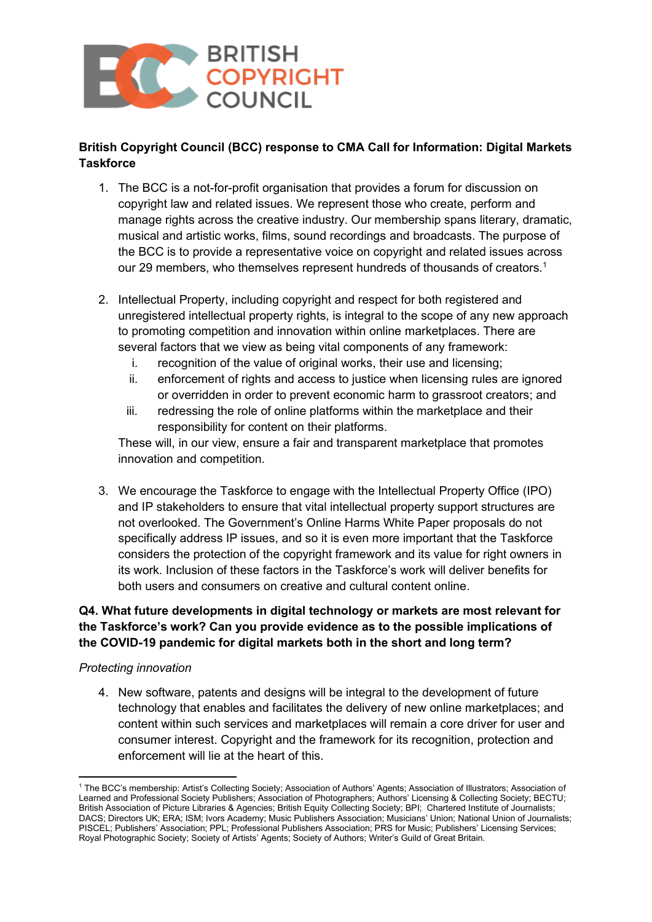BRITISH COPYRIGHT COUNCIL

**British Copyright Council (BCC) response to CMA Call for Information: Digital Markets Taskforce**

1. The BCC is a not-for-profit organisation that provides a forum for discussion on copyright law and related issues. We represent those who create, perform and manage rights across the creative industry. Our membership spans literary, dramatic, musical and artistic works, films, sound recordings and broadcasts. The purpose of the BCC is to provide a representative voice on copyright and related issues across our 29 members, who themselves represent hundreds of thousands of creators.[1]

2. Intellectual Property, including copyright and respect for both registered and unregistered intellectual property rights, is integral to the scope of any new approach to promoting competition and innovation within online marketplaces. There are several factors that we view as being vital components of any framework:
   i. recognition of the value of original works, their use and licensing;
   ii. enforcement of rights and access to justice when licensing rules are ignored or overridden in order to prevent economic harm to grassroot creators; and
   iii. redressing the role of online platforms within the marketplace and their responsibility for content on their platforms.

   These will, in our view, ensure a fair and transparent marketplace that promotes innovation and competition.

3. We encourage the Taskforce to engage with the Intellectual Property Office (IPO) and IP stakeholders to ensure that vital intellectual property support structures are not overlooked. The Government's Online Harms White Paper proposals do not specifically address IP issues, and so it is even more important that the Taskforce considers the protection of the copyright framework and its value for right owners in its work. Inclusion of these factors in the Taskforce's work will deliver benefits for both users and consumers on creative and cultural content online.

**Q4. What future developments in digital technology or markets are most relevant for the Taskforce's work? Can you provide evidence as to the possible implications of the COVID-19 pandemic for digital markets both in the short and long term?**

*Protecting innovation*

4. New software, patents and designs will be integral to the development of future technology that enables and facilitates the delivery of new online marketplaces; and content within such services and marketplaces will remain a core driver for user and consumer interest. Copyright and the framework for its recognition, protection and enforcement will lie at the heart of this.

[1] The BCC's membership: Artist's Collecting Society; Association of Authors' Agents; Association of Illustrators; Association of Learned and Professional Society Publishers; Association of Photographers; Authors' Licensing & Collecting Society; BECTU; British Association of Picture Libraries & Agencies; British Equity Collecting Society; BPI; Chartered Institute of Journalists; DACS; Directors UK; ERA; ISM; Ivors Academy; Music Publishers Association; Musicians' Union; National Union of Journalists; PISCEL; Publishers' Association; PPL; Professional Publishers Association; PRS for Music; Publishers' Licensing Services; Royal Photographic Society; Society of Artists' Agents; Society of Authors; Writer's Guild of Great Britain.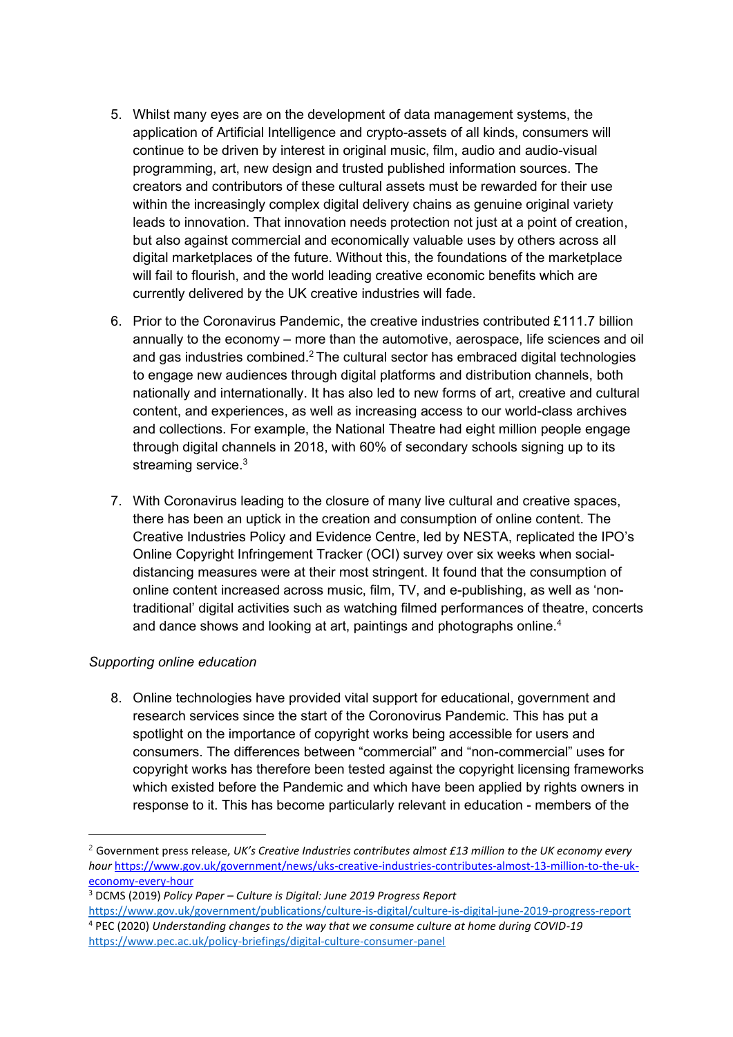5. Whilst many eyes are on the development of data management systems, the application of Artificial Intelligence and crypto-assets of all kinds, consumers will continue to be driven by interest in original music, film, audio and audio-visual programming, art, new design and trusted published information sources. The creators and contributors of these cultural assets must be rewarded for their use within the increasingly complex digital delivery chains as genuine original variety leads to innovation. That innovation needs protection not just at a point of creation, but also against commercial and economically valuable uses by others across all digital marketplaces of the future. Without this, the foundations of the marketplace will fail to flourish, and the world leading creative economic benefits which are currently delivered by the UK creative industries will fade.

6. Prior to the Coronavirus Pandemic, the creative industries contributed £111.7 billion annually to the economy – more than the automotive, aerospace, life sciences and oil and gas industries combined.[2] The cultural sector has embraced digital technologies to engage new audiences through digital platforms and distribution channels, both nationally and internationally. It has also led to new forms of art, creative and cultural content, and experiences, as well as increasing access to our world-class archives and collections. For example, the National Theatre had eight million people engage through digital channels in 2018, with 60% of secondary schools signing up to its streaming service.[3]

7. With Coronavirus leading to the closure of many live cultural and creative spaces, there has been an uptick in the creation and consumption of online content. The Creative Industries Policy and Evidence Centre, led by NESTA, replicated the IPO's Online Copyright Infringement Tracker (OCI) survey over six weeks when social-distancing measures were at their most stringent. It found that the consumption of online content increased across music, film, TV, and e-publishing, as well as 'non-traditional' digital activities such as watching filmed performances of theatre, concerts and dance shows and looking at art, paintings and photographs online.[4]

*Supporting online education*

8. Online technologies have provided vital support for educational, government and research services since the start of the Coronovirus Pandemic. This has put a spotlight on the importance of copyright works being accessible for users and consumers. The differences between "commercial" and "non-commercial" uses for copyright works has therefore been tested against the copyright licensing frameworks which existed before the Pandemic and which have been applied by rights owners in response to it. This has become particularly relevant in education - members of the

---

[2] Government press release, *UK's Creative Industries contributes almost £13 million to the UK economy every hour* https://www.gov.uk/government/news/uks-creative-industries-contributes-almost-13-million-to-the-uk-economy-every-hour

[3] DCMS (2019) *Policy Paper – Culture is Digital: June 2019 Progress Report* https://www.gov.uk/government/publications/culture-is-digital/culture-is-digital-june-2019-progress-report

[4] PEC (2020) *Understanding changes to the way that we consume culture at home during COVID-19* https://www.pec.ac.uk/policy-briefings/digital-culture-consumer-panel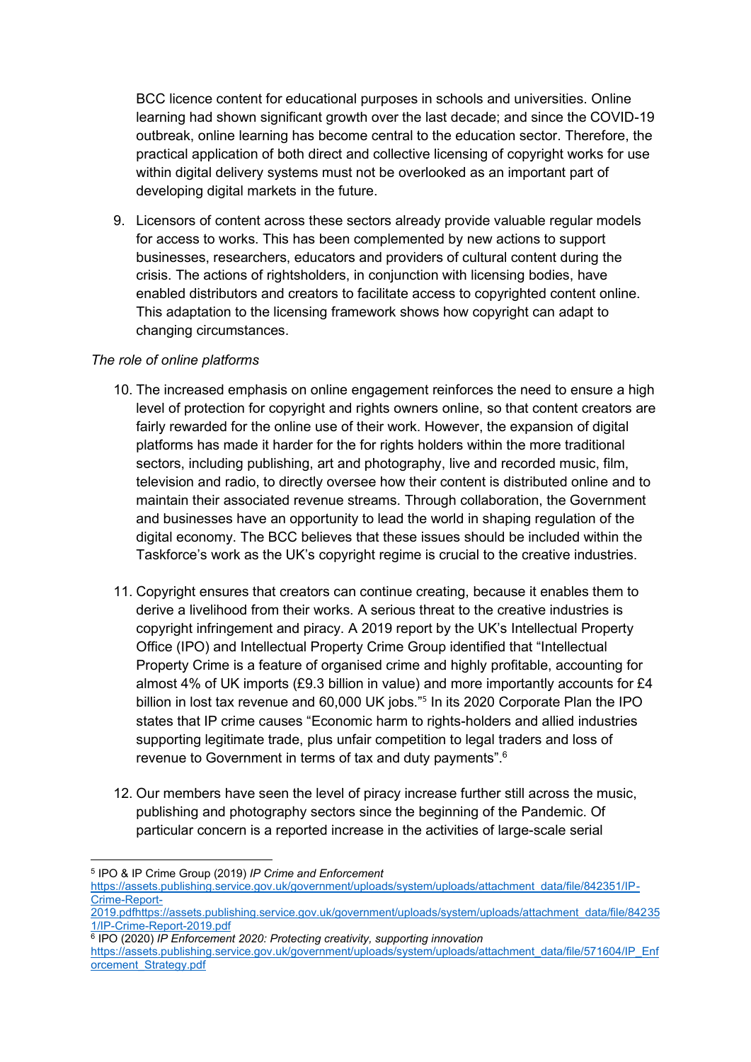BCC licence content for educational purposes in schools and universities. Online learning had shown significant growth over the last decade; and since the COVID-19 outbreak, online learning has become central to the education sector. Therefore, the practical application of both direct and collective licensing of copyright works for use within digital delivery systems must not be overlooked as an important part of developing digital markets in the future.

9. Licensors of content across these sectors already provide valuable regular models for access to works. This has been complemented by new actions to support businesses, researchers, educators and providers of cultural content during the crisis. The actions of rightsholders, in conjunction with licensing bodies, have enabled distributors and creators to facilitate access to copyrighted content online. This adaptation to the licensing framework shows how copyright can adapt to changing circumstances.

*The role of online platforms*

10. The increased emphasis on online engagement reinforces the need to ensure a high level of protection for copyright and rights owners online, so that content creators are fairly rewarded for the online use of their work. However, the expansion of digital platforms has made it harder for the for rights holders within the more traditional sectors, including publishing, art and photography, live and recorded music, film, television and radio, to directly oversee how their content is distributed online and to maintain their associated revenue streams. Through collaboration, the Government and businesses have an opportunity to lead the world in shaping regulation of the digital economy. The BCC believes that these issues should be included within the Taskforce's work as the UK's copyright regime is crucial to the creative industries.

11. Copyright ensures that creators can continue creating, because it enables them to derive a livelihood from their works. A serious threat to the creative industries is copyright infringement and piracy. A 2019 report by the UK's Intellectual Property Office (IPO) and Intellectual Property Crime Group identified that "Intellectual Property Crime is a feature of organised crime and highly profitable, accounting for almost 4% of UK imports (£9.3 billion in value) and more importantly accounts for £4 billion in lost tax revenue and 60,000 UK jobs."[5] In its 2020 Corporate Plan the IPO states that IP crime causes "Economic harm to rights-holders and allied industries supporting legitimate trade, plus unfair competition to legal traders and loss of revenue to Government in terms of tax and duty payments".[6]

12. Our members have seen the level of piracy increase further still across the music, publishing and photography sectors since the beginning of the Pandemic. Of particular concern is a reported increase in the activities of large-scale serial

---

[5] IPO & IP Crime Group (2019) *IP Crime and Enforcement* https://assets.publishing.service.gov.uk/government/uploads/system/uploads/attachment_data/file/842351/IP-Crime-Report-2019.pdfhttps://assets.publishing.service.gov.uk/government/uploads/system/uploads/attachment_data/file/842351/IP-Crime-Report-2019.pdf

[6] IPO (2020) *IP Enforcement 2020: Protecting creativity, supporting innovation* https://assets.publishing.service.gov.uk/government/uploads/system/uploads/attachment_data/file/571604/IP_Enforcement_Strategy.pdf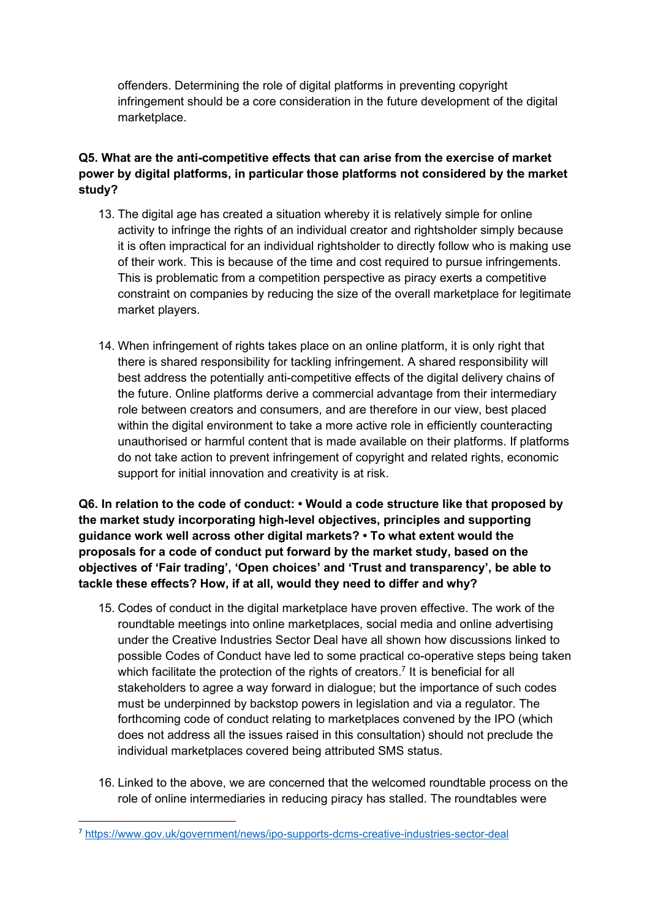offenders. Determining the role of digital platforms in preventing copyright infringement should be a core consideration in the future development of the digital marketplace.

**Q5. What are the anti-competitive effects that can arise from the exercise of market power by digital platforms, in particular those platforms not considered by the market study?**

13. The digital age has created a situation whereby it is relatively simple for online activity to infringe the rights of an individual creator and rightsholder simply because it is often impractical for an individual rightsholder to directly follow who is making use of their work. This is because of the time and cost required to pursue infringements. This is problematic from a competition perspective as piracy exerts a competitive constraint on companies by reducing the size of the overall marketplace for legitimate market players.

14. When infringement of rights takes place on an online platform, it is only right that there is shared responsibility for tackling infringement. A shared responsibility will best address the potentially anti-competitive effects of the digital delivery chains of the future. Online platforms derive a commercial advantage from their intermediary role between creators and consumers, and are therefore in our view, best placed within the digital environment to take a more active role in efficiently counteracting unauthorised or harmful content that is made available on their platforms. If platforms do not take action to prevent infringement of copyright and related rights, economic support for initial innovation and creativity is at risk.

**Q6. In relation to the code of conduct: • Would a code structure like that proposed by the market study incorporating high-level objectives, principles and supporting guidance work well across other digital markets? • To what extent would the proposals for a code of conduct put forward by the market study, based on the objectives of 'Fair trading', 'Open choices' and 'Trust and transparency', be able to tackle these effects? How, if at all, would they need to differ and why?**

15. Codes of conduct in the digital marketplace have proven effective. The work of the roundtable meetings into online marketplaces, social media and online advertising under the Creative Industries Sector Deal have all shown how discussions linked to possible Codes of Conduct have led to some practical co-operative steps being taken which facilitate the protection of the rights of creators.[7] It is beneficial for all stakeholders to agree a way forward in dialogue; but the importance of such codes must be underpinned by backstop powers in legislation and via a regulator. The forthcoming code of conduct relating to marketplaces convened by the IPO (which does not address all the issues raised in this consultation) should not preclude the individual marketplaces covered being attributed SMS status.

16. Linked to the above, we are concerned that the welcomed roundtable process on the role of online intermediaries in reducing piracy has stalled. The roundtables were

[7] https://www.gov.uk/government/news/ipo-supports-dcms-creative-industries-sector-deal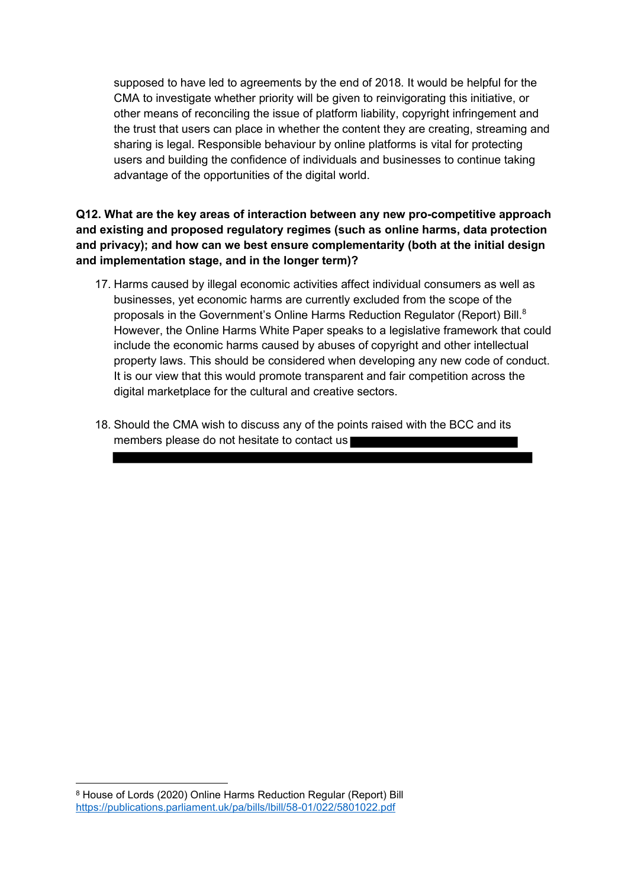supposed to have led to agreements by the end of 2018. It would be helpful for the CMA to investigate whether priority will be given to reinvigorating this initiative, or other means of reconciling the issue of platform liability, copyright infringement and the trust that users can place in whether the content they are creating, streaming and sharing is legal. Responsible behaviour by online platforms is vital for protecting users and building the confidence of individuals and businesses to continue taking advantage of the opportunities of the digital world.

**Q12. What are the key areas of interaction between any new pro-competitive approach and existing and proposed regulatory regimes (such as online harms, data protection and privacy); and how can we best ensure complementarity (both at the initial design and implementation stage, and in the longer term)?**

17. Harms caused by illegal economic activities affect individual consumers as well as businesses, yet economic harms are currently excluded from the scope of the proposals in the Government's Online Harms Reduction Regulator (Report) Bill.[8] However, the Online Harms White Paper speaks to a legislative framework that could include the economic harms caused by abuses of copyright and other intellectual property laws. This should be considered when developing any new code of conduct. It is our view that this would promote transparent and fair competition across the digital marketplace for the cultural and creative sectors.

18. Should the CMA wish to discuss any of the points raised with the BCC and its members please do not hesitate to contact us

[8] House of Lords (2020) Online Harms Reduction Regular (Report) Bill https://publications.parliament.uk/pa/bills/lbill/58-01/022/5801022.pdf